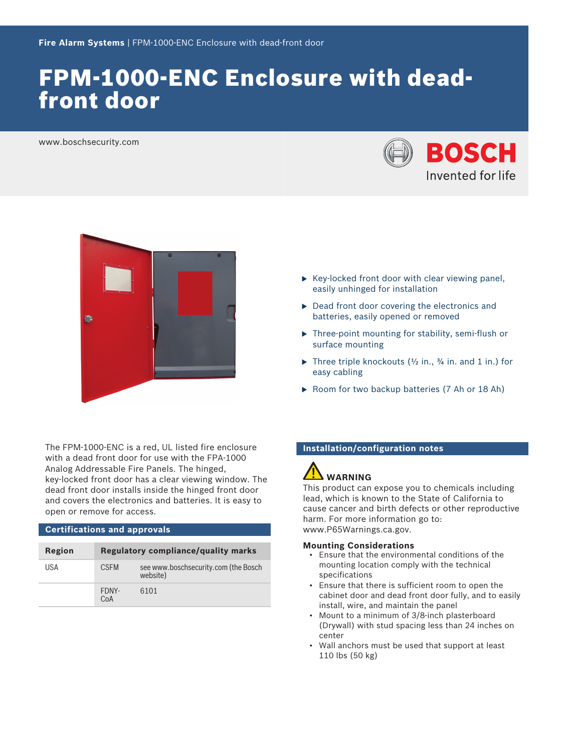**Fire Alarm Systems** | FPM-1000-ENC Enclosure with dead-front door

# FPM-1000-ENC Enclosure with dead-front door

www.boschsecurity.com

BOSCH
Invented for life

- Key-locked front door with clear viewing panel, easily unhinged for installation
- Dead front door covering the electronics and batteries, easily opened or removed
- Three-point mounting for stability, semi-flush or surface mounting
- Three triple knockouts (½ in., ¾ in. and 1 in.) for easy cabling
- Room for two backup batteries (7 Ah or 18 Ah)

The FPM-1000-ENC is a red, UL listed fire enclosure with a dead front door for use with the FPA-1000 Analog Addressable Fire Panels. The hinged, key-locked front door has a clear viewing window. The dead front door installs inside the hinged front door and covers the electronics and batteries. It is easy to open or remove for access.

## Certifications and approvals

| Region | Regulatory compliance/quality marks | |
|---|---|---|
| USA | CSFM | see www.boschsecurity.com (the Bosch website) |
| | FDNY-CoA | 6101 |

## Installation/configuration notes

**WARNING**

This product can expose you to chemicals including lead, which is known to the State of California to cause cancer and birth defects or other reproductive harm. For more information go to: www.P65Warnings.ca.gov.

### Mounting Considerations

- Ensure that the environmental conditions of the mounting location comply with the technical specifications
- Ensure that there is sufficient room to open the cabinet door and dead front door fully, and to easily install, wire, and maintain the panel
- Mount to a minimum of 3/8-inch plasterboard (Drywall) with stud spacing less than 24 inches on center
- Wall anchors must be used that support at least 110 lbs (50 kg)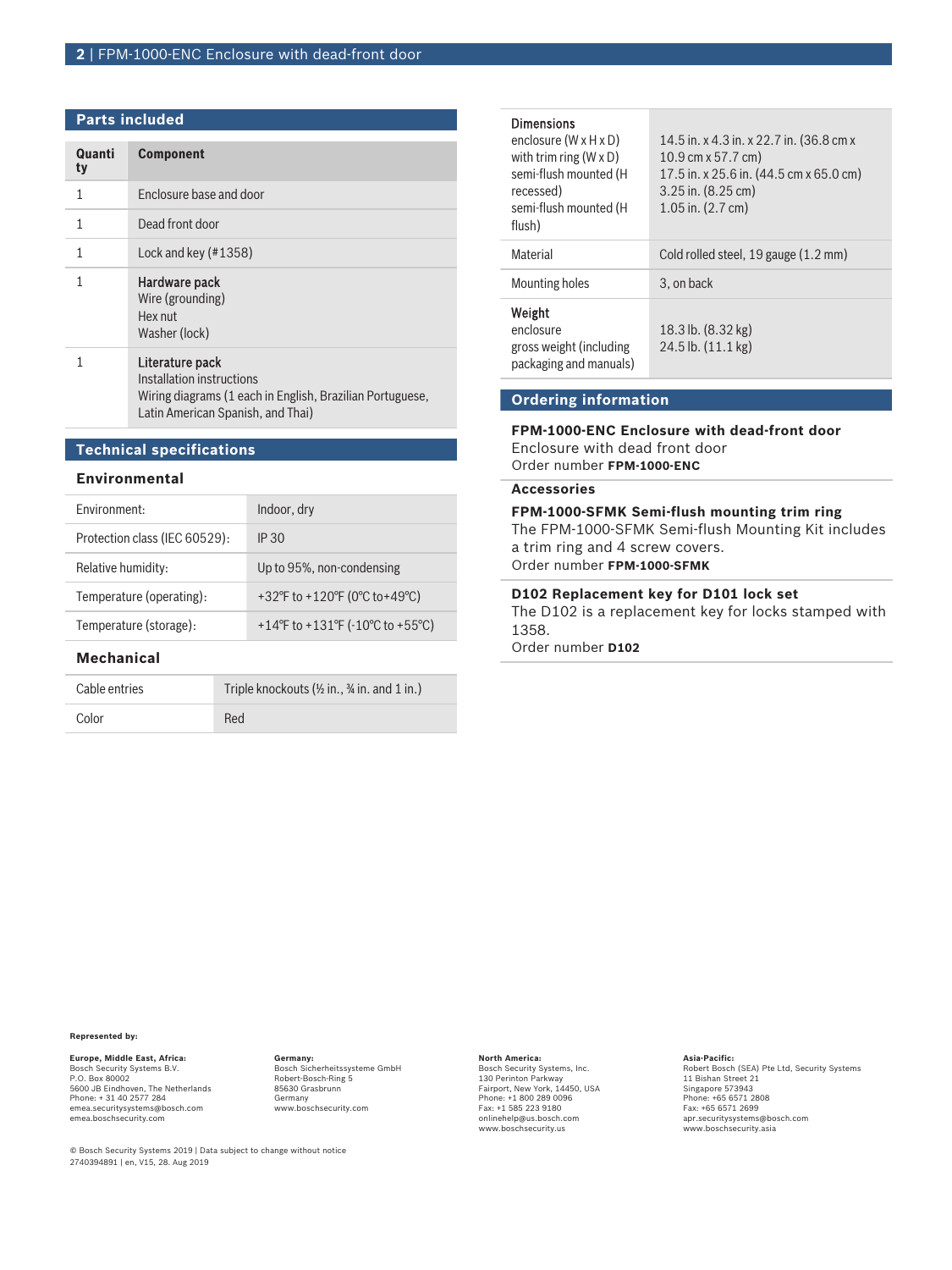## Parts included

| Quantity | Component |
| --- | --- |
| 1 | Enclosure base and door |
| 1 | Dead front door |
| 1 | Lock and key (#1358) |
| 1 | **Hardware pack**<br>Wire (grounding)<br>Hex nut<br>Washer (lock) |
| 1 | **Literature pack**<br>Installation instructions<br>Wiring diagrams (1 each in English, Brazilian Portuguese, Latin American Spanish, and Thai) |

## Technical specifications

### Environmental

| | |
| --- | --- |
| Environment: | Indoor, dry |
| Protection class (IEC 60529): | IP 30 |
| Relative humidity: | Up to 95%, non-condensing |
| Temperature (operating): | +32°F to +120°F (0°C to+49°C) |
| Temperature (storage): | +14°F to +131°F (-10°C to +55°C) |

### Mechanical

| | |
| --- | --- |
| Cable entries | Triple knockouts (½ in., ¾ in. and 1 in.) |
| Color | Red |
| **Dimensions**<br>enclosure (W x H x D)<br>with trim ring (W x D)<br>semi-flush mounted (H recessed)<br>semi-flush mounted (H flush) | <br>14.5 in. x 4.3 in. x 22.7 in. (36.8 cm x 10.9 cm x 57.7 cm)<br>17.5 in. x 25.6 in. (44.5 cm x 65.0 cm)<br>3.25 in. (8.25 cm)<br>1.05 in. (2.7 cm) |
| Material | Cold rolled steel, 19 gauge (1.2 mm) |
| Mounting holes | 3, on back |
| **Weight**<br>enclosure<br>gross weight (including packaging and manuals) | <br>18.3 lb. (8.32 kg)<br>24.5 lb. (11.1 kg) |

## Ordering information

**FPM-1000-ENC Enclosure with dead-front door**
Enclosure with dead front door
Order number **FPM-1000-ENC**

### Accessories

**FPM-1000-SFMK Semi-flush mounting trim ring**
The FPM-1000-SFMK Semi-flush Mounting Kit includes a trim ring and 4 screw covers.
Order number **FPM-1000-SFMK**

**D102 Replacement key for D101 lock set**
The D102 is a replacement key for locks stamped with 1358.
Order number **D102**

**Represented by:**

**Europe, Middle East, Africa:**
Bosch Security Systems B.V.
P.O. Box 80002
5600 JB Eindhoven, The Netherlands
Phone: + 31 40 2577 284
emea.securitysystems@bosch.com
emea.boschsecurity.com

**Germany:**
Bosch Sicherheitssysteme GmbH
Robert-Bosch-Ring 5
85630 Grasbrunn
Germany
www.boschsecurity.com

**North America:**
Bosch Security Systems, Inc.
130 Perinton Parkway
Fairport, New York, 14450, USA
Phone: +1 800 289 0096
Fax: +1 585 223 9180
onlinehelp@us.bosch.com
www.boschsecurity.us

**Asia-Pacific:**
Robert Bosch (SEA) Pte Ltd, Security Systems
11 Bishan Street 21
Singapore 573943
Phone: +65 6571 2808
Fax: +65 6571 2699
apr.securitysystems@bosch.com
www.boschsecurity.asia

© Bosch Security Systems 2019 | Data subject to change without notice
2740394891 | en, V15, 28. Aug 2019